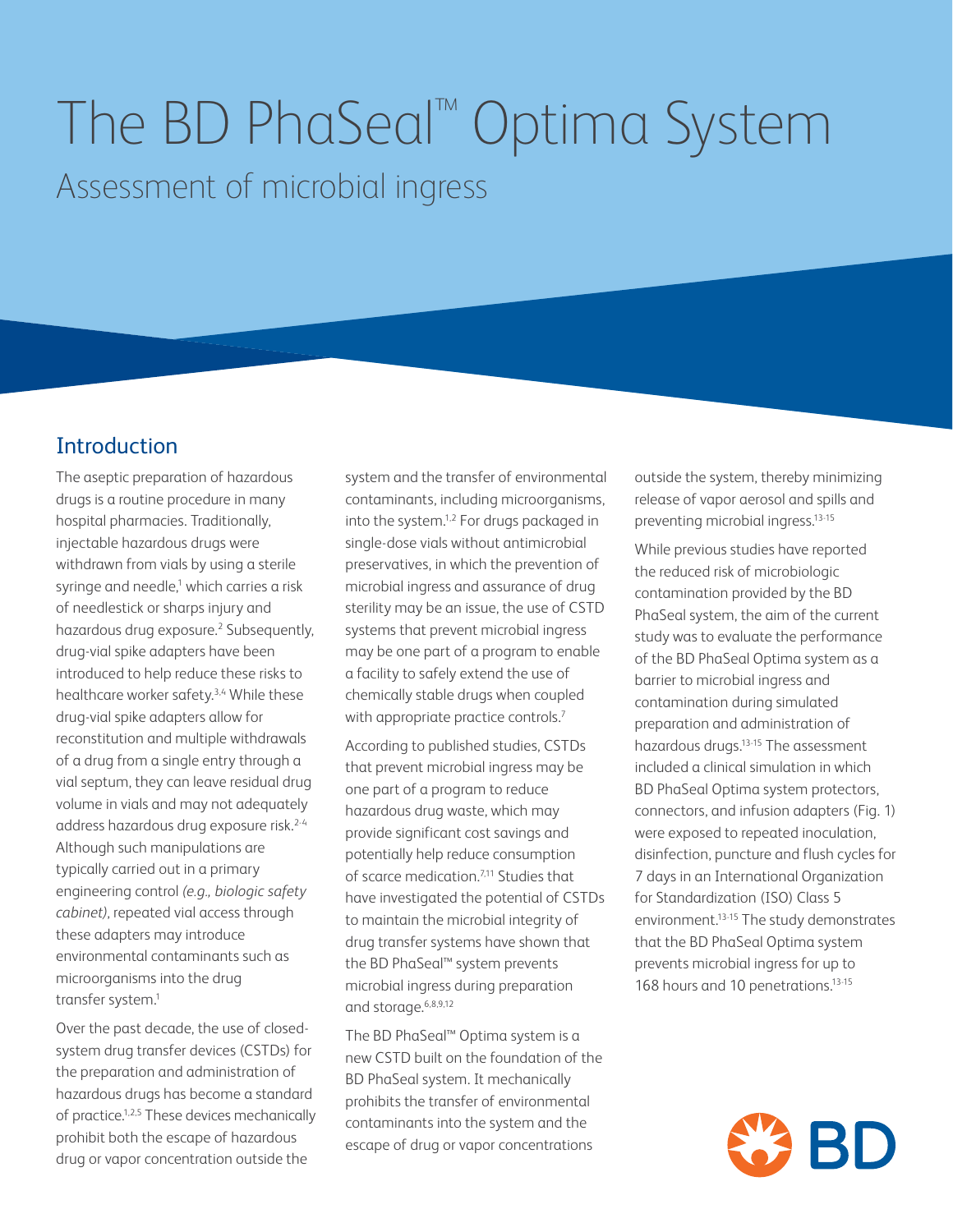# The BD PhaSeal™ Optima System

## Assessment of microbial ingress

## Introduction

The aseptic preparation of hazardous drugs is a routine procedure in many hospital pharmacies. Traditionally, injectable hazardous drugs were withdrawn from vials by using a sterile syringe and needle,[1] which carries a risk of needlestick or sharps injury and hazardous drug exposure.[2] Subsequently, drug-vial spike adapters have been introduced to help reduce these risks to healthcare worker safety.[3,4] While these drug-vial spike adapters allow for reconstitution and multiple withdrawals of a drug from a single entry through a vial septum, they can leave residual drug volume in vials and may not adequately address hazardous drug exposure risk.[2-4] Although such manipulations are typically carried out in a primary engineering control *(e.g., biologic safety cabinet)*, repeated vial access through these adapters may introduce environmental contaminants such as microorganisms into the drug transfer system.[1]

Over the past decade, the use of closed-system drug transfer devices (CSTDs) for the preparation and administration of hazardous drugs has become a standard of practice.[1,2,5] These devices mechanically prohibit both the escape of hazardous drug or vapor concentration outside the system and the transfer of environmental contaminants, including microorganisms, into the system.[1,2] For drugs packaged in single-dose vials without antimicrobial preservatives, in which the prevention of microbial ingress and assurance of drug sterility may be an issue, the use of CSTD systems that prevent microbial ingress may be one part of a program to enable a facility to safely extend the use of chemically stable drugs when coupled with appropriate practice controls.[7]

According to published studies, CSTDs that prevent microbial ingress may be one part of a program to reduce hazardous drug waste, which may provide significant cost savings and potentially help reduce consumption of scarce medication.[7,11] Studies that have investigated the potential of CSTDs to maintain the microbial integrity of drug transfer systems have shown that the BD PhaSeal™ system prevents microbial ingress during preparation and storage.[6,8,9,12]

The BD PhaSeal™ Optima system is a new CSTD built on the foundation of the BD PhaSeal system. It mechanically prohibits the transfer of environmental contaminants into the system and the escape of drug or vapor concentrations outside the system, thereby minimizing release of vapor aerosol and spills and preventing microbial ingress.[13-15]

While previous studies have reported the reduced risk of microbiologic contamination provided by the BD PhaSeal system, the aim of the current study was to evaluate the performance of the BD PhaSeal Optima system as a barrier to microbial ingress and contamination during simulated preparation and administration of hazardous drugs.[13-15] The assessment included a clinical simulation in which BD PhaSeal Optima system protectors, connectors, and infusion adapters (Fig. 1) were exposed to repeated inoculation, disinfection, puncture and flush cycles for 7 days in an International Organization for Standardization (ISO) Class 5 environment.[13-15] The study demonstrates that the BD PhaSeal Optima system prevents microbial ingress for up to 168 hours and 10 penetrations.[13-15]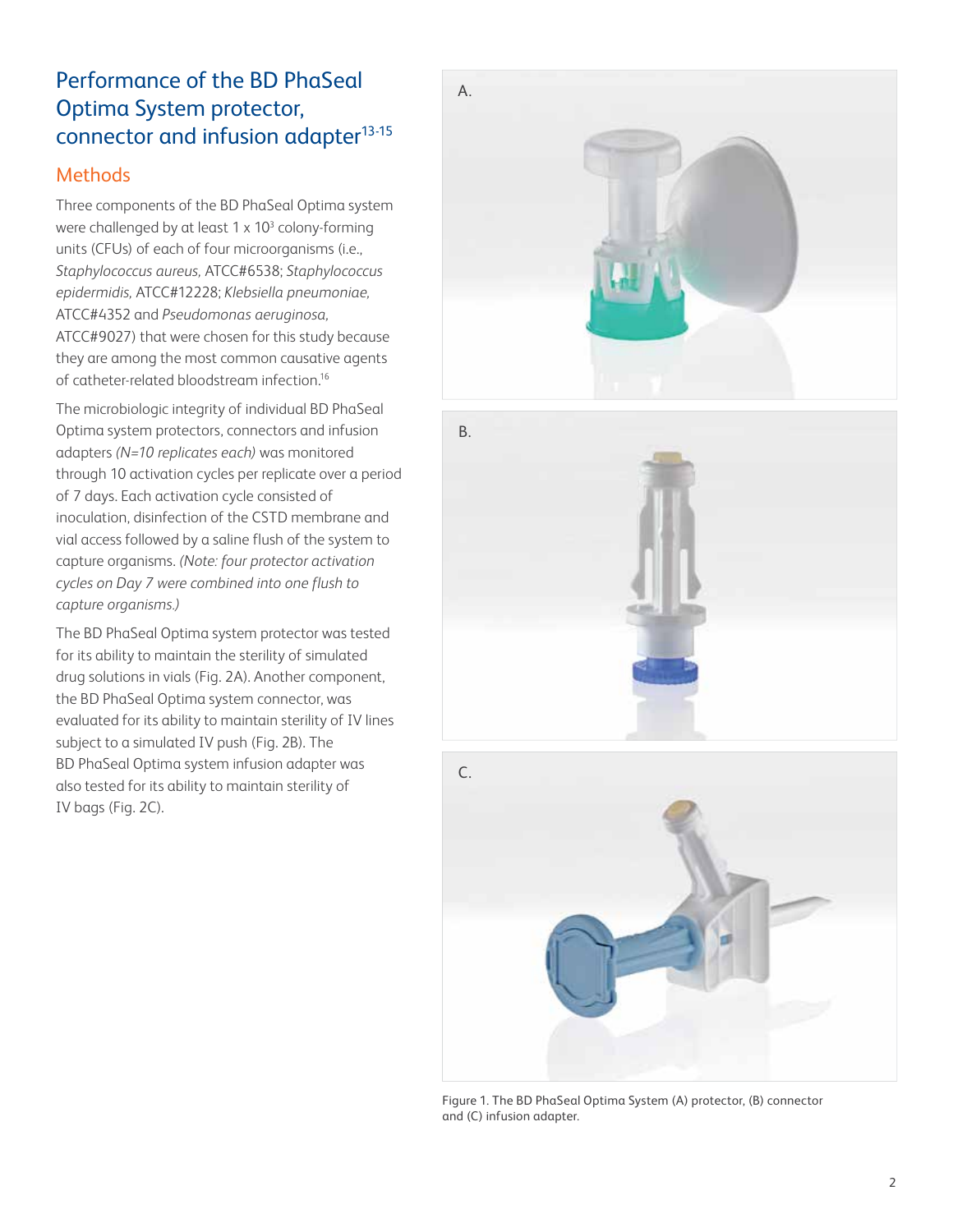## Performance of the BD PhaSeal Optima System protector, connector and infusion adapter[13-15]

### Methods

Three components of the BD PhaSeal Optima system were challenged by at least 1 x $10^3$ colony-forming units (CFUs) of each of four microorganisms (i.e., *Staphylococcus aureus,* ATCC#6538; *Staphylococcus epidermidis,* ATCC#12228; *Klebsiella pneumoniae,* ATCC#4352 and *Pseudomonas aeruginosa,* ATCC#9027) that were chosen for this study because they are among the most common causative agents of catheter-related bloodstream infection.[16]

The microbiologic integrity of individual BD PhaSeal Optima system protectors, connectors and infusion adapters *(N=10 replicates each)* was monitored through 10 activation cycles per replicate over a period of 7 days. Each activation cycle consisted of inoculation, disinfection of the CSTD membrane and vial access followed by a saline flush of the system to capture organisms. *(Note: four protector activation cycles on Day 7 were combined into one flush to capture organisms.)*

The BD PhaSeal Optima system protector was tested for its ability to maintain the sterility of simulated drug solutions in vials (Fig. 2A). Another component, the BD PhaSeal Optima system connector, was evaluated for its ability to maintain sterility of IV lines subject to a simulated IV push (Fig. 2B). The BD PhaSeal Optima system infusion adapter was also tested for its ability to maintain sterility of IV bags (Fig. 2C).

A.

B.

C.

Figure 1. The BD PhaSeal Optima System (A) protector, (B) connector and (C) infusion adapter.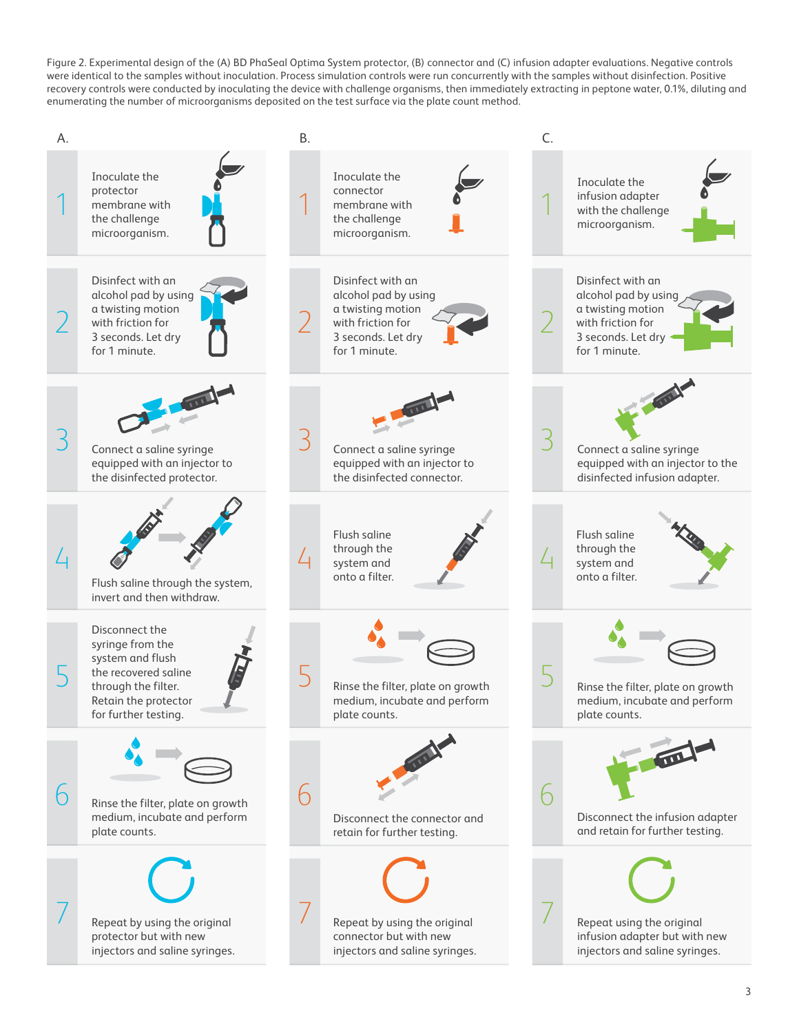Figure 2. Experimental design of the (A) BD PhaSeal Optima System protector, (B) connector and (C) infusion adapter evaluations. Negative controls were identical to the samples without inoculation. Process simulation controls were run concurrently with the samples without disinfection. Positive recovery controls were conducted by inoculating the device with challenge organisms, then immediately extracting in peptone water, 0.1%, diluting and enumerating the number of microorganisms deposited on the test surface via the plate count method.

**A.**

1. Inoculate the protector membrane with the challenge microorganism.
2. Disinfect with an alcohol pad by using a twisting motion with friction for 3 seconds. Let dry for 1 minute.
3. Connect a saline syringe equipped with an injector to the disinfected protector.
4. Flush saline through the system, invert and then withdraw.
5. Disconnect the syringe from the system and flush the recovered saline through the filter. Retain the protector for further testing.
6. Rinse the filter, plate on growth medium, incubate and perform plate counts.
7. Repeat by using the original protector but with new injectors and saline syringes.

**B.**

1. Inoculate the connector membrane with the challenge microorganism.
2. Disinfect with an alcohol pad by using a twisting motion with friction for 3 seconds. Let dry for 1 minute.
3. Connect a saline syringe equipped with an injector to the disinfected connector.
4. Flush saline through the system and onto a filter.
5. Rinse the filter, plate on growth medium, incubate and perform plate counts.
6. Disconnect the connector and retain for further testing.
7. Repeat by using the original connector but with new injectors and saline syringes.

**C.**

1. Inoculate the infusion adapter with the challenge microorganism.
2. Disinfect with an alcohol pad by using a twisting motion with friction for 3 seconds. Let dry for 1 minute.
3. Connect a saline syringe equipped with an injector to the disinfected infusion adapter.
4. Flush saline through the system and onto a filter.
5. Rinse the filter, plate on growth medium, incubate and perform plate counts.
6. Disconnect the infusion adapter and retain for further testing.
7. Repeat using the original infusion adapter but with new injectors and saline syringes.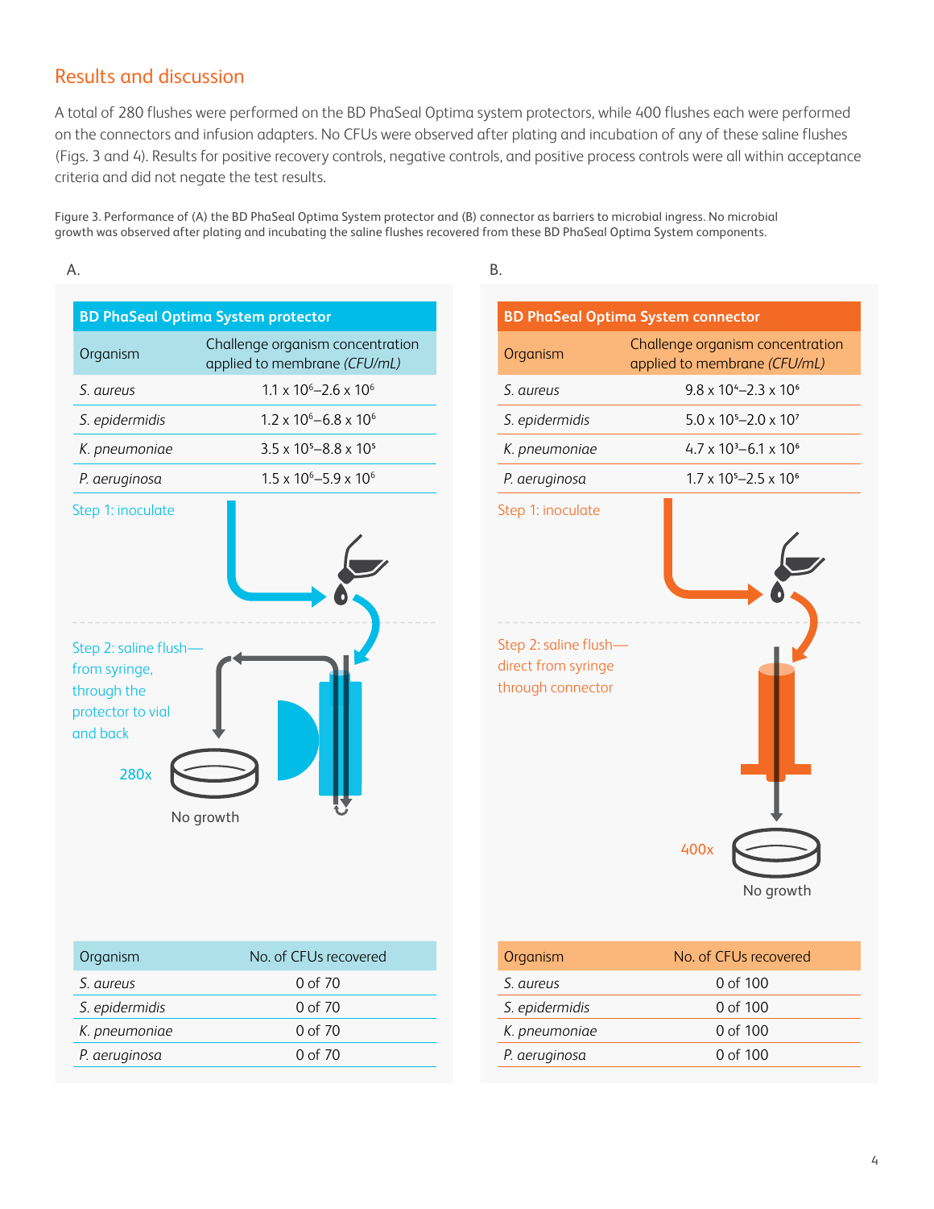## Results and discussion

A total of 280 flushes were performed on the BD PhaSeal Optima system protectors, while 400 flushes each were performed on the connectors and infusion adapters. No CFUs were observed after plating and incubation of any of these saline flushes (Figs. 3 and 4). Results for positive recovery controls, negative controls, and positive process controls were all within acceptance criteria and did not negate the test results.

Figure 3. Performance of (A) the BD PhaSeal Optima System protector and (B) connector as barriers to microbial ingress. No microbial growth was observed after plating and incubating the saline flushes recovered from these BD PhaSeal Optima System components.

A.

**BD PhaSeal Optima System protector**

| Organism | Challenge organism concentration applied to membrane *(CFU/mL)* |
|---|---|
| *S. aureus* | $1.1 \times 10^6$–$2.6 \times 10^6$ |
| *S. epidermidis* | $1.2 \times 10^6$–$6.8 \times 10^6$ |
| *K. pneumoniae* | $3.5 \times 10^5$–$8.8 \times 10^5$ |
| *P. aeruginosa* | $1.5 \times 10^6$–$5.9 \times 10^6$ |

Step 1: inoculate

Step 2: saline flush—from syringe, through the protector to vial and back

280x

No growth

| Organism | No. of CFUs recovered |
|---|---|
| *S. aureus* | 0 of 70 |
| *S. epidermidis* | 0 of 70 |
| *K. pneumoniae* | 0 of 70 |
| *P. aeruginosa* | 0 of 70 |

B.

**BD PhaSeal Optima System connector**

| Organism | Challenge organism concentration applied to membrane *(CFU/mL)* |
|---|---|
| *S. aureus* | $9.8 \times 10^4$–$2.3 \times 10^6$ |
| *S. epidermidis* | $5.0 \times 10^5$–$2.0 \times 10^7$ |
| *K. pneumoniae* | $4.7 \times 10^3$–$6.1 \times 10^6$ |
| *P. aeruginosa* | $1.7 \times 10^5$–$2.5 \times 10^6$ |

Step 1: inoculate

Step 2: saline flush—direct from syringe through connector

400x

No growth

| Organism | No. of CFUs recovered |
|---|---|
| *S. aureus* | 0 of 100 |
| *S. epidermidis* | 0 of 100 |
| *K. pneumoniae* | 0 of 100 |
| *P. aeruginosa* | 0 of 100 |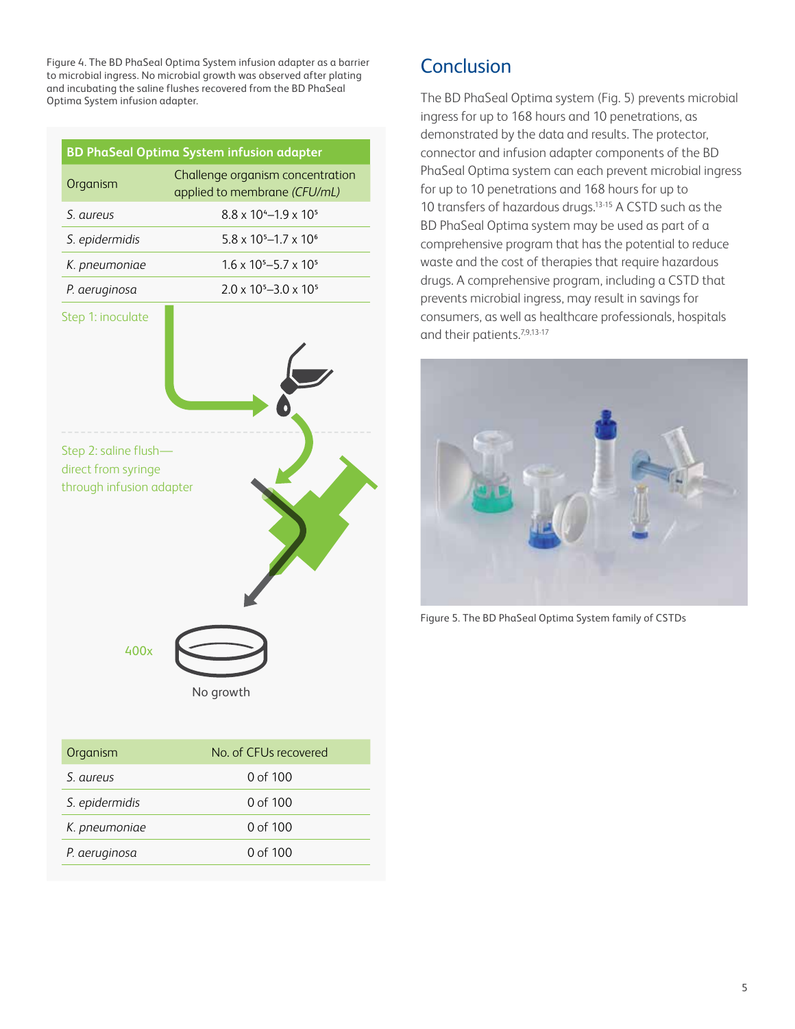Figure 4. The BD PhaSeal Optima System infusion adapter as a barrier to microbial ingress. No microbial growth was observed after plating and incubating the saline flushes recovered from the BD PhaSeal Optima System infusion adapter.

**BD PhaSeal Optima System infusion adapter**

| Organism | Challenge organism concentration applied to membrane *(CFU/mL)* |
|---|---|
| *S. aureus* | $8.8 \times 10^4$–$1.9 \times 10^5$ |
| *S. epidermidis* | $5.8 \times 10^5$–$1.7 \times 10^6$ |
| *K. pneumoniae* | $1.6 \times 10^5$–$5.7 \times 10^5$ |
| *P. aeruginosa* | $2.0 \times 10^5$–$3.0 \times 10^5$ |

Step 1: inoculate

Step 2: saline flush—direct from syringe through infusion adapter

400x

No growth

| Organism | No. of CFUs recovered |
|---|---|
| *S. aureus* | 0 of 100 |
| *S. epidermidis* | 0 of 100 |
| *K. pneumoniae* | 0 of 100 |
| *P. aeruginosa* | 0 of 100 |

## Conclusion

The BD PhaSeal Optima system (Fig. 5) prevents microbial ingress for up to 168 hours and 10 penetrations, as demonstrated by the data and results. The protector, connector and infusion adapter components of the BD PhaSeal Optima system can each prevent microbial ingress for up to 10 penetrations and 168 hours for up to 10 transfers of hazardous drugs.[13-15] A CSTD such as the BD PhaSeal Optima system may be used as part of a comprehensive program that has the potential to reduce waste and the cost of therapies that require hazardous drugs. A comprehensive program, including a CSTD that prevents microbial ingress, may result in savings for consumers, as well as healthcare professionals, hospitals and their patients.[7,9,13-17]

Figure 5. The BD PhaSeal Optima System family of CSTDs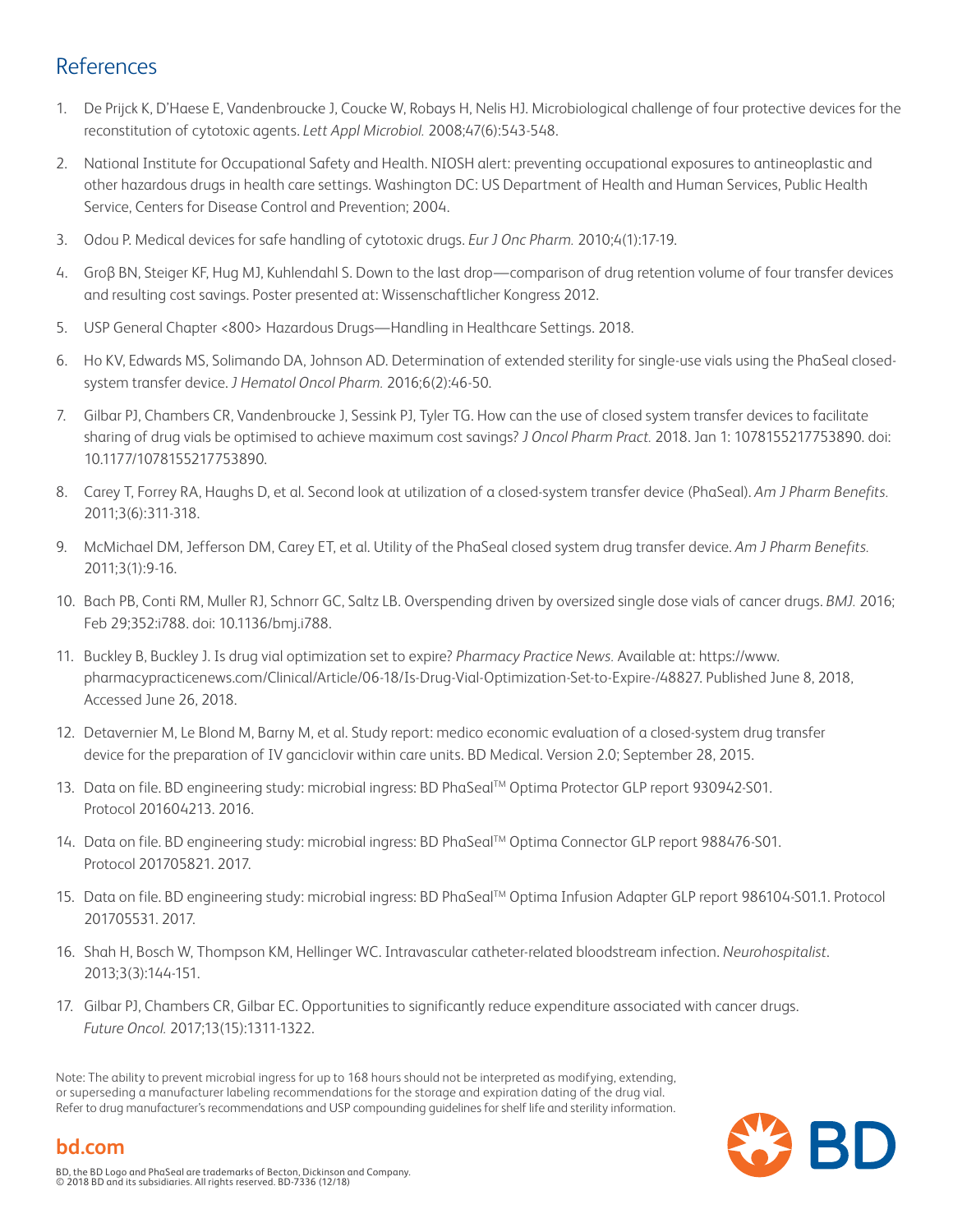## References

1. De Prijck K, D'Haese E, Vandenbroucke J, Coucke W, Robays H, Nelis HJ. Microbiological challenge of four protective devices for the reconstitution of cytotoxic agents. *Lett Appl Microbiol.* 2008;47(6):543-548.
2. National Institute for Occupational Safety and Health. NIOSH alert: preventing occupational exposures to antineoplastic and other hazardous drugs in health care settings. Washington DC: US Department of Health and Human Services, Public Health Service, Centers for Disease Control and Prevention; 2004.
3. Odou P. Medical devices for safe handling of cytotoxic drugs. *Eur J Onc Pharm.* 2010;4(1):17-19.
4. Groβ BN, Steiger KF, Hug MJ, Kuhlendahl S. Down to the last drop—comparison of drug retention volume of four transfer devices and resulting cost savings. Poster presented at: Wissenschaftlicher Kongress 2012.
5. USP General Chapter <800> Hazardous Drugs—Handling in Healthcare Settings. 2018.
6. Ho KV, Edwards MS, Solimando DA, Johnson AD. Determination of extended sterility for single-use vials using the PhaSeal closed-system transfer device. *J Hematol Oncol Pharm.* 2016;6(2):46-50.
7. Gilbar PJ, Chambers CR, Vandenbroucke J, Sessink PJ, Tyler TG. How can the use of closed system transfer devices to facilitate sharing of drug vials be optimised to achieve maximum cost savings? *J Oncol Pharm Pract.* 2018. Jan 1: 1078155217753890. doi: 10.1177/1078155217753890.
8. Carey T, Forrey RA, Haughs D, et al. Second look at utilization of a closed-system transfer device (PhaSeal). *Am J Pharm Benefits.* 2011;3(6):311-318.
9. McMichael DM, Jefferson DM, Carey ET, et al. Utility of the PhaSeal closed system drug transfer device. *Am J Pharm Benefits.* 2011;3(1):9-16.
10. Bach PB, Conti RM, Muller RJ, Schnorr GC, Saltz LB. Overspending driven by oversized single dose vials of cancer drugs. *BMJ.* 2016; Feb 29;352:i788. doi: 10.1136/bmj.i788.
11. Buckley B, Buckley J. Is drug vial optimization set to expire? *Pharmacy Practice News.* Available at: https://www.pharmacypracticenews.com/Clinical/Article/06-18/Is-Drug-Vial-Optimization-Set-to-Expire-/48827. Published June 8, 2018, Accessed June 26, 2018.
12. Detavernier M, Le Blond M, Barny M, et al. Study report: medico economic evaluation of a closed-system drug transfer device for the preparation of IV ganciclovir within care units. BD Medical. Version 2.0; September 28, 2015.
13. Data on file. BD engineering study: microbial ingress: BD PhaSeal™ Optima Protector GLP report 930942-S01. Protocol 201604213. 2016.
14. Data on file. BD engineering study: microbial ingress: BD PhaSeal™ Optima Connector GLP report 988476-S01. Protocol 201705821. 2017.
15. Data on file. BD engineering study: microbial ingress: BD PhaSeal™ Optima Infusion Adapter GLP report 986104-S01.1. Protocol 201705531. 2017.
16. Shah H, Bosch W, Thompson KM, Hellinger WC. Intravascular catheter-related bloodstream infection. *Neurohospitalist*. 2013;3(3):144-151.
17. Gilbar PJ, Chambers CR, Gilbar EC. Opportunities to significantly reduce expenditure associated with cancer drugs. *Future Oncol.* 2017;13(15):1311-1322.

Note: The ability to prevent microbial ingress for up to 168 hours should not be interpreted as modifying, extending, or superseding a manufacturer labeling recommendations for the storage and expiration dating of the drug vial. Refer to drug manufacturer's recommendations and USP compounding guidelines for shelf life and sterility information.

**bd.com**

BD, the BD Logo and PhaSeal are trademarks of Becton, Dickinson and Company.
© 2018 BD and its subsidiaries. All rights reserved. BD-7336 (12/18)